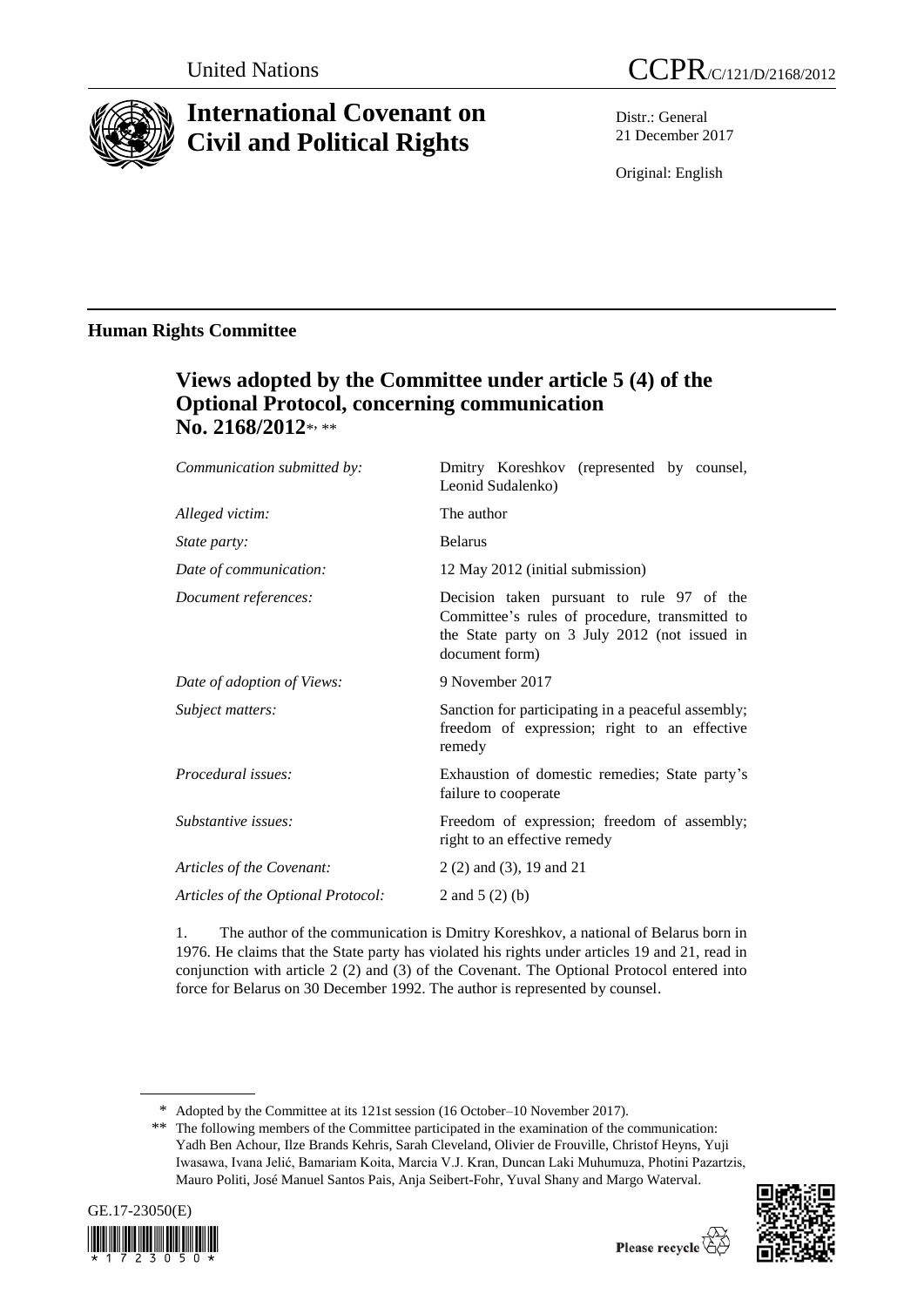United Nations

# CCPR/C/121/D/2168/2012

# International Covenant on Civil and Political Rights

Distr.: General
21 December 2017

Original: English

## Human Rights Committee

## Views adopted by the Committee under article 5 (4) of the Optional Protocol, concerning communication No. 2168/2012*, **

| | |
|---|---|
| *Communication submitted by:* | Dmitry Koreshkov (represented by counsel, Leonid Sudalenko) |
| *Alleged victim:* | The author |
| *State party:* | Belarus |
| *Date of communication:* | 12 May 2012 (initial submission) |
| *Document references:* | Decision taken pursuant to rule 97 of the Committee's rules of procedure, transmitted to the State party on 3 July 2012 (not issued in document form) |
| *Date of adoption of Views:* | 9 November 2017 |
| *Subject matters:* | Sanction for participating in a peaceful assembly; freedom of expression; right to an effective remedy |
| *Procedural issues:* | Exhaustion of domestic remedies; State party's failure to cooperate |
| *Substantive issues:* | Freedom of expression; freedom of assembly; right to an effective remedy |
| *Articles of the Covenant:* | 2 (2) and (3), 19 and 21 |
| *Articles of the Optional Protocol:* | 2 and 5 (2) (b) |

1. The author of the communication is Dmitry Koreshkov, a national of Belarus born in 1976. He claims that the State party has violated his rights under articles 19 and 21, read in conjunction with article 2 (2) and (3) of the Covenant. The Optional Protocol entered into force for Belarus on 30 December 1992. The author is represented by counsel.

\* Adopted by the Committee at its 121st session (16 October–10 November 2017).

\*\* The following members of the Committee participated in the examination of the communication: Yadh Ben Achour, Ilze Brands Kehris, Sarah Cleveland, Olivier de Frouville, Christof Heyns, Yuji Iwasawa, Ivana Jelić, Bamariam Koita, Marcia V.J. Kran, Duncan Laki Muhumuza, Photini Pazartzis, Mauro Politi, José Manuel Santos Pais, Anja Seibert-Fohr, Yuval Shany and Margo Waterval.

GE.17-23050(E)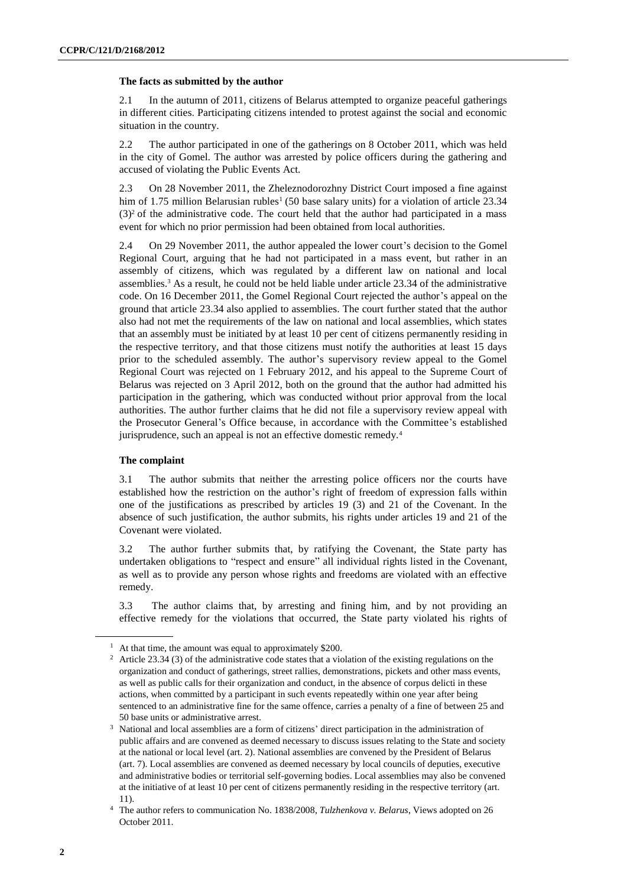### The facts as submitted by the author

2.1 In the autumn of 2011, citizens of Belarus attempted to organize peaceful gatherings in different cities. Participating citizens intended to protest against the social and economic situation in the country.

2.2 The author participated in one of the gatherings on 8 October 2011, which was held in the city of Gomel. The author was arrested by police officers during the gathering and accused of violating the Public Events Act.

2.3 On 28 November 2011, the Zheleznodorozhny District Court imposed a fine against him of 1.75 million Belarusian rubles[1] (50 base salary units) for a violation of article 23.34 (3)[2] of the administrative code. The court held that the author had participated in a mass event for which no prior permission had been obtained from local authorities.

2.4 On 29 November 2011, the author appealed the lower court's decision to the Gomel Regional Court, arguing that he had not participated in a mass event, but rather in an assembly of citizens, which was regulated by a different law on national and local assemblies.[3] As a result, he could not be held liable under article 23.34 of the administrative code. On 16 December 2011, the Gomel Regional Court rejected the author's appeal on the ground that article 23.34 also applied to assemblies. The court further stated that the author also had not met the requirements of the law on national and local assemblies, which states that an assembly must be initiated by at least 10 per cent of citizens permanently residing in the respective territory, and that those citizens must notify the authorities at least 15 days prior to the scheduled assembly. The author's supervisory review appeal to the Gomel Regional Court was rejected on 1 February 2012, and his appeal to the Supreme Court of Belarus was rejected on 3 April 2012, both on the ground that the author had admitted his participation in the gathering, which was conducted without prior approval from the local authorities. The author further claims that he did not file a supervisory review appeal with the Prosecutor General's Office because, in accordance with the Committee's established jurisprudence, such an appeal is not an effective domestic remedy.[4]

### The complaint

3.1 The author submits that neither the arresting police officers nor the courts have established how the restriction on the author's right of freedom of expression falls within one of the justifications as prescribed by articles 19 (3) and 21 of the Covenant. In the absence of such justification, the author submits, his rights under articles 19 and 21 of the Covenant were violated.

3.2 The author further submits that, by ratifying the Covenant, the State party has undertaken obligations to "respect and ensure" all individual rights listed in the Covenant, as well as to provide any person whose rights and freedoms are violated with an effective remedy.

3.3 The author claims that, by arresting and fining him, and by not providing an effective remedy for the violations that occurred, the State party violated his rights of

---

[1] At that time, the amount was equal to approximately $200.

[2] Article 23.34 (3) of the administrative code states that a violation of the existing regulations on the organization and conduct of gatherings, street rallies, demonstrations, pickets and other mass events, as well as public calls for their organization and conduct, in the absence of corpus delicti in these actions, when committed by a participant in such events repeatedly within one year after being sentenced to an administrative fine for the same offence, carries a penalty of a fine of between 25 and 50 base units or administrative arrest.

[3] National and local assemblies are a form of citizens' direct participation in the administration of public affairs and are convened as deemed necessary to discuss issues relating to the State and society at the national or local level (art. 2). National assemblies are convened by the President of Belarus (art. 7). Local assemblies are convened as deemed necessary by local councils of deputies, executive and administrative bodies or territorial self-governing bodies. Local assemblies may also be convened at the initiative of at least 10 per cent of citizens permanently residing in the respective territory (art. 11).

[4] The author refers to communication No. 1838/2008, *Tulzhenkova v. Belarus*, Views adopted on 26 October 2011.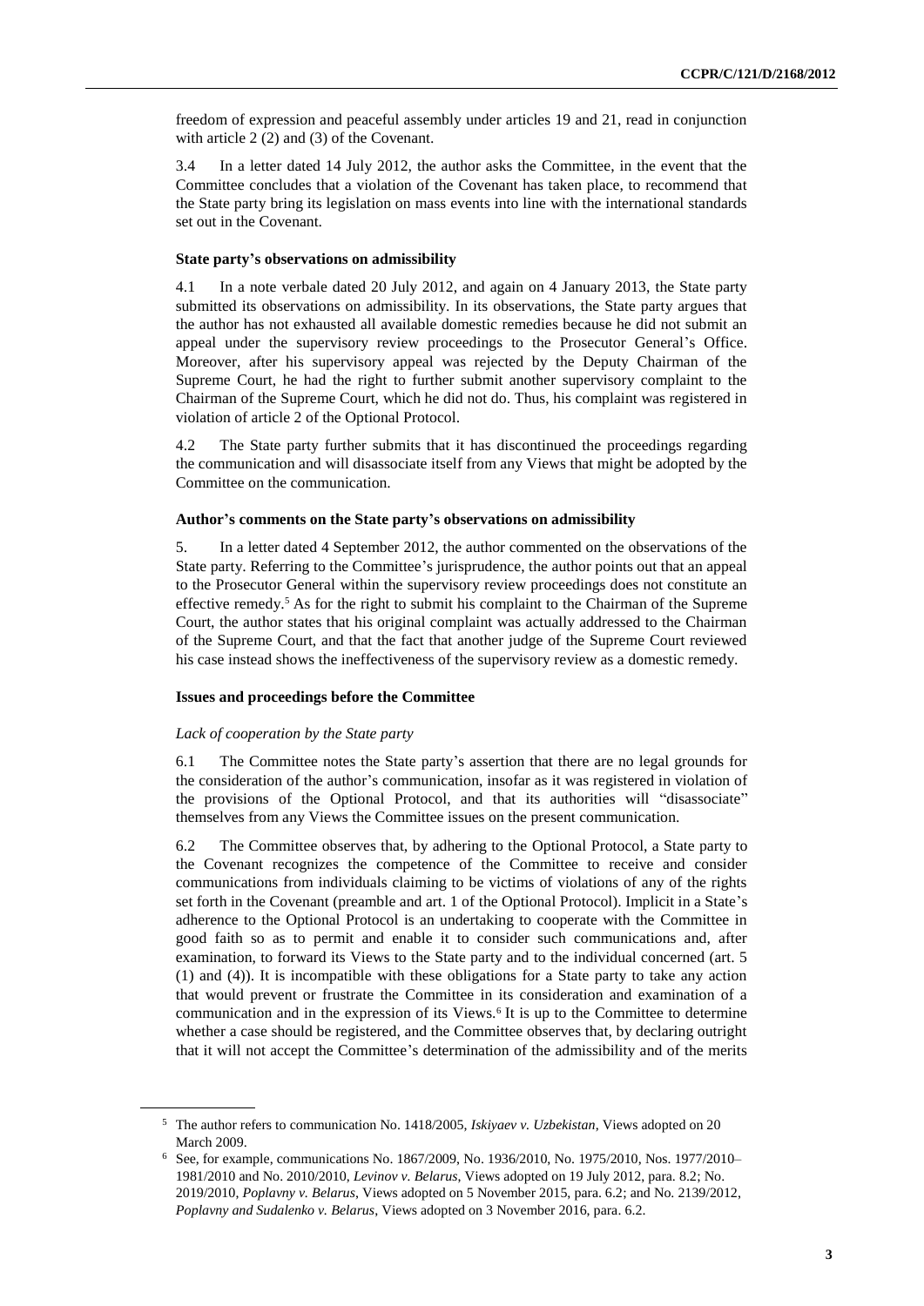freedom of expression and peaceful assembly under articles 19 and 21, read in conjunction with article 2 (2) and (3) of the Covenant.

3.4 In a letter dated 14 July 2012, the author asks the Committee, in the event that the Committee concludes that a violation of the Covenant has taken place, to recommend that the State party bring its legislation on mass events into line with the international standards set out in the Covenant.

### State party's observations on admissibility

4.1 In a note verbale dated 20 July 2012, and again on 4 January 2013, the State party submitted its observations on admissibility. In its observations, the State party argues that the author has not exhausted all available domestic remedies because he did not submit an appeal under the supervisory review proceedings to the Prosecutor General's Office. Moreover, after his supervisory appeal was rejected by the Deputy Chairman of the Supreme Court, he had the right to further submit another supervisory complaint to the Chairman of the Supreme Court, which he did not do. Thus, his complaint was registered in violation of article 2 of the Optional Protocol.

4.2 The State party further submits that it has discontinued the proceedings regarding the communication and will disassociate itself from any Views that might be adopted by the Committee on the communication.

### Author's comments on the State party's observations on admissibility

5. In a letter dated 4 September 2012, the author commented on the observations of the State party. Referring to the Committee's jurisprudence, the author points out that an appeal to the Prosecutor General within the supervisory review proceedings does not constitute an effective remedy.[5] As for the right to submit his complaint to the Chairman of the Supreme Court, the author states that his original complaint was actually addressed to the Chairman of the Supreme Court, and that the fact that another judge of the Supreme Court reviewed his case instead shows the ineffectiveness of the supervisory review as a domestic remedy.

### Issues and proceedings before the Committee

*Lack of cooperation by the State party*

6.1 The Committee notes the State party's assertion that there are no legal grounds for the consideration of the author's communication, insofar as it was registered in violation of the provisions of the Optional Protocol, and that its authorities will "disassociate" themselves from any Views the Committee issues on the present communication.

6.2 The Committee observes that, by adhering to the Optional Protocol, a State party to the Covenant recognizes the competence of the Committee to receive and consider communications from individuals claiming to be victims of violations of any of the rights set forth in the Covenant (preamble and art. 1 of the Optional Protocol). Implicit in a State's adherence to the Optional Protocol is an undertaking to cooperate with the Committee in good faith so as to permit and enable it to consider such communications and, after examination, to forward its Views to the State party and to the individual concerned (art. 5 (1) and (4)). It is incompatible with these obligations for a State party to take any action that would prevent or frustrate the Committee in its consideration and examination of a communication and in the expression of its Views.[6] It is up to the Committee to determine whether a case should be registered, and the Committee observes that, by declaring outright that it will not accept the Committee's determination of the admissibility and of the merits

---

[5] The author refers to communication No. 1418/2005, *Iskiyaev v. Uzbekistan*, Views adopted on 20 March 2009.

[6] See, for example, communications No. 1867/2009, No. 1936/2010, No. 1975/2010, Nos. 1977/2010–1981/2010 and No. 2010/2010, *Levinov v. Belarus*, Views adopted on 19 July 2012, para. 8.2; No. 2019/2010, *Poplavny v. Belarus*, Views adopted on 5 November 2015, para. 6.2; and No. 2139/2012, *Poplavny and Sudalenko v. Belarus*, Views adopted on 3 November 2016, para. 6.2.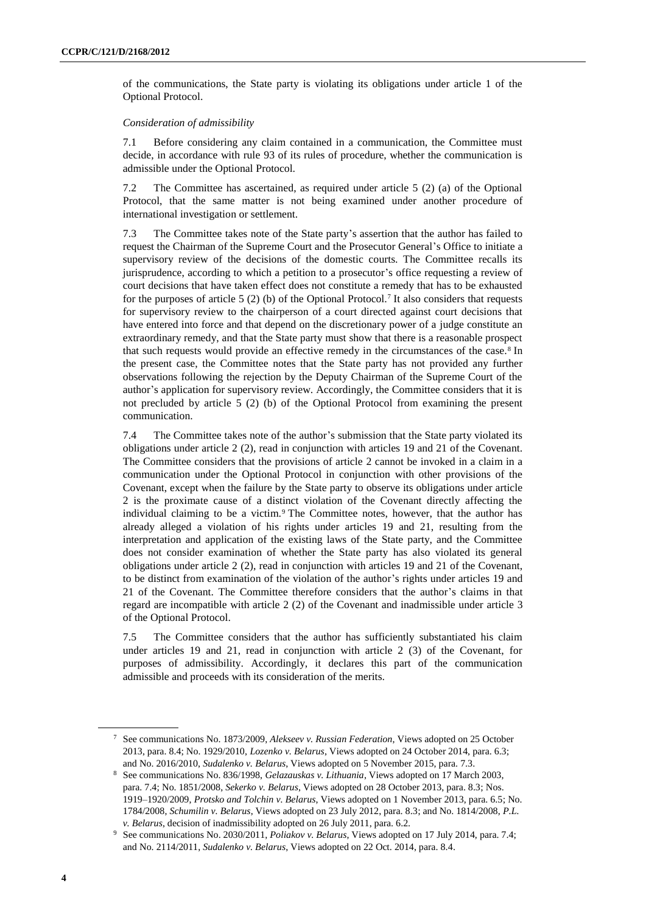of the communications, the State party is violating its obligations under article 1 of the Optional Protocol.

*Consideration of admissibility*

7.1 Before considering any claim contained in a communication, the Committee must decide, in accordance with rule 93 of its rules of procedure, whether the communication is admissible under the Optional Protocol.

7.2 The Committee has ascertained, as required under article 5 (2) (a) of the Optional Protocol, that the same matter is not being examined under another procedure of international investigation or settlement.

7.3 The Committee takes note of the State party's assertion that the author has failed to request the Chairman of the Supreme Court and the Prosecutor General's Office to initiate a supervisory review of the decisions of the domestic courts. The Committee recalls its jurisprudence, according to which a petition to a prosecutor's office requesting a review of court decisions that have taken effect does not constitute a remedy that has to be exhausted for the purposes of article 5 (2) (b) of the Optional Protocol.[7] It also considers that requests for supervisory review to the chairperson of a court directed against court decisions that have entered into force and that depend on the discretionary power of a judge constitute an extraordinary remedy, and that the State party must show that there is a reasonable prospect that such requests would provide an effective remedy in the circumstances of the case.[8] In the present case, the Committee notes that the State party has not provided any further observations following the rejection by the Deputy Chairman of the Supreme Court of the author's application for supervisory review. Accordingly, the Committee considers that it is not precluded by article 5 (2) (b) of the Optional Protocol from examining the present communication.

7.4 The Committee takes note of the author's submission that the State party violated its obligations under article 2 (2), read in conjunction with articles 19 and 21 of the Covenant. The Committee considers that the provisions of article 2 cannot be invoked in a claim in a communication under the Optional Protocol in conjunction with other provisions of the Covenant, except when the failure by the State party to observe its obligations under article 2 is the proximate cause of a distinct violation of the Covenant directly affecting the individual claiming to be a victim.[9] The Committee notes, however, that the author has already alleged a violation of his rights under articles 19 and 21, resulting from the interpretation and application of the existing laws of the State party, and the Committee does not consider examination of whether the State party has also violated its general obligations under article 2 (2), read in conjunction with articles 19 and 21 of the Covenant, to be distinct from examination of the violation of the author's rights under articles 19 and 21 of the Covenant. The Committee therefore considers that the author's claims in that regard are incompatible with article 2 (2) of the Covenant and inadmissible under article 3 of the Optional Protocol.

7.5 The Committee considers that the author has sufficiently substantiated his claim under articles 19 and 21, read in conjunction with article 2 (3) of the Covenant, for purposes of admissibility. Accordingly, it declares this part of the communication admissible and proceeds with its consideration of the merits.

---

[7] See communications No. 1873/2009, *Alekseev v. Russian Federation*, Views adopted on 25 October 2013, para. 8.4; No. 1929/2010, *Lozenko v. Belarus*, Views adopted on 24 October 2014, para. 6.3; and No. 2016/2010, *Sudalenko v. Belarus*, Views adopted on 5 November 2015, para. 7.3.

[8] See communications No. 836/1998, *Gelazauskas v. Lithuania*, Views adopted on 17 March 2003, para. 7.4; No. 1851/2008, *Sekerko v. Belarus*, Views adopted on 28 October 2013, para. 8.3; Nos. 1919–1920/2009, *Protsko and Tolchin v. Belarus*, Views adopted on 1 November 2013, para. 6.5; No. 1784/2008, *Schumilin v. Belarus*, Views adopted on 23 July 2012, para. 8.3; and No. 1814/2008, *P.L. v. Belarus*, decision of inadmissibility adopted on 26 July 2011, para. 6.2.

[9] See communications No. 2030/2011, *Poliakov v. Belarus*, Views adopted on 17 July 2014, para. 7.4; and No. 2114/2011, *Sudalenko v. Belarus*, Views adopted on 22 Oct. 2014, para. 8.4.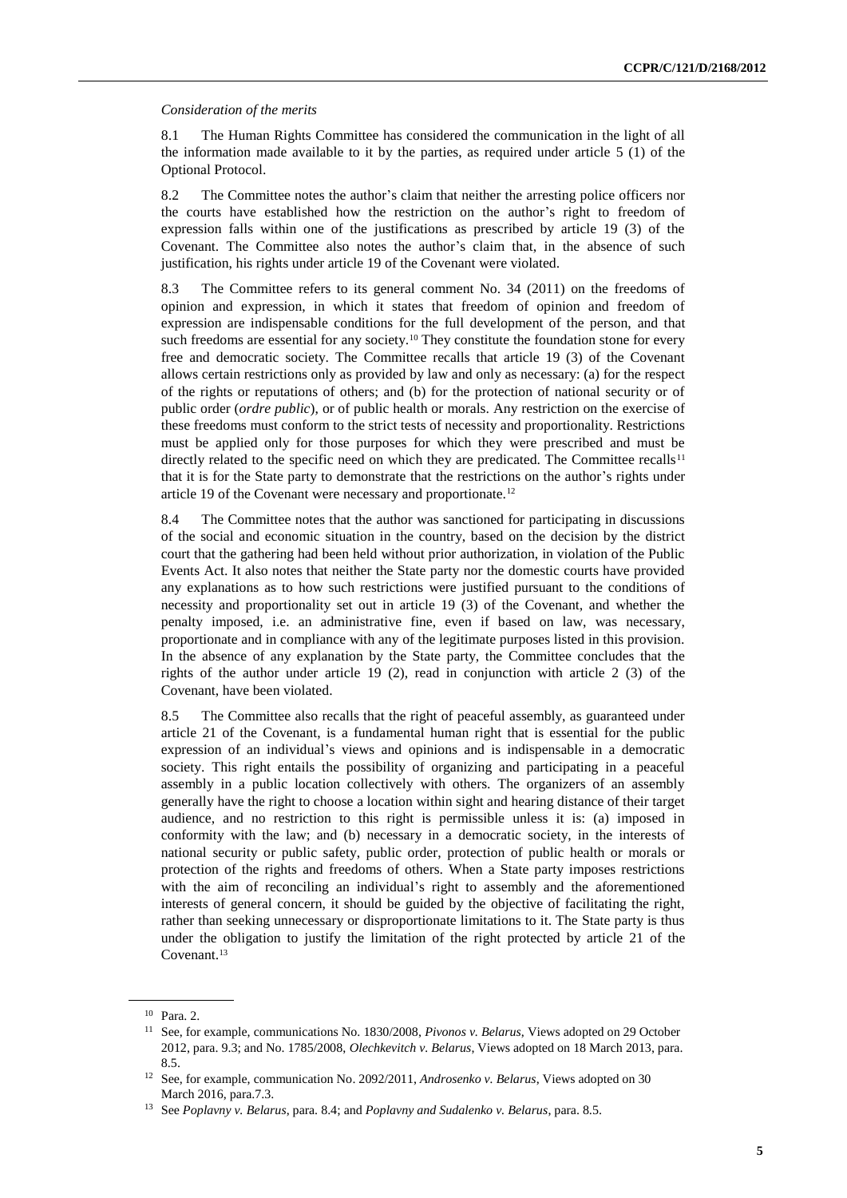*Consideration of the merits*

8.1 The Human Rights Committee has considered the communication in the light of all the information made available to it by the parties, as required under article 5 (1) of the Optional Protocol.

8.2 The Committee notes the author's claim that neither the arresting police officers nor the courts have established how the restriction on the author's right to freedom of expression falls within one of the justifications as prescribed by article 19 (3) of the Covenant. The Committee also notes the author's claim that, in the absence of such justification, his rights under article 19 of the Covenant were violated.

8.3 The Committee refers to its general comment No. 34 (2011) on the freedoms of opinion and expression, in which it states that freedom of opinion and freedom of expression are indispensable conditions for the full development of the person, and that such freedoms are essential for any society.[10] They constitute the foundation stone for every free and democratic society. The Committee recalls that article 19 (3) of the Covenant allows certain restrictions only as provided by law and only as necessary: (a) for the respect of the rights or reputations of others; and (b) for the protection of national security or of public order (*ordre public*), or of public health or morals. Any restriction on the exercise of these freedoms must conform to the strict tests of necessity and proportionality. Restrictions must be applied only for those purposes for which they were prescribed and must be directly related to the specific need on which they are predicated. The Committee recalls[11] that it is for the State party to demonstrate that the restrictions on the author's rights under article 19 of the Covenant were necessary and proportionate.[12]

8.4 The Committee notes that the author was sanctioned for participating in discussions of the social and economic situation in the country, based on the decision by the district court that the gathering had been held without prior authorization, in violation of the Public Events Act. It also notes that neither the State party nor the domestic courts have provided any explanations as to how such restrictions were justified pursuant to the conditions of necessity and proportionality set out in article 19 (3) of the Covenant, and whether the penalty imposed, i.e. an administrative fine, even if based on law, was necessary, proportionate and in compliance with any of the legitimate purposes listed in this provision. In the absence of any explanation by the State party, the Committee concludes that the rights of the author under article 19 (2), read in conjunction with article 2 (3) of the Covenant, have been violated.

8.5 The Committee also recalls that the right of peaceful assembly, as guaranteed under article 21 of the Covenant, is a fundamental human right that is essential for the public expression of an individual's views and opinions and is indispensable in a democratic society. This right entails the possibility of organizing and participating in a peaceful assembly in a public location collectively with others. The organizers of an assembly generally have the right to choose a location within sight and hearing distance of their target audience, and no restriction to this right is permissible unless it is: (a) imposed in conformity with the law; and (b) necessary in a democratic society, in the interests of national security or public safety, public order, protection of public health or morals or protection of the rights and freedoms of others. When a State party imposes restrictions with the aim of reconciling an individual's right to assembly and the aforementioned interests of general concern, it should be guided by the objective of facilitating the right, rather than seeking unnecessary or disproportionate limitations to it. The State party is thus under the obligation to justify the limitation of the right protected by article 21 of the Covenant.[13]

---

[10] Para. 2.

[11] See, for example, communications No. 1830/2008, *Pivonos v. Belarus*, Views adopted on 29 October 2012, para. 9.3; and No. 1785/2008, *Olechkevitch v. Belarus*, Views adopted on 18 March 2013, para. 8.5.

[12] See, for example, communication No. 2092/2011, *Androsenko v. Belarus*, Views adopted on 30 March 2016, para.7.3.

[13] See *Poplavny v. Belarus*, para. 8.4; and *Poplavny and Sudalenko v. Belarus*, para. 8.5.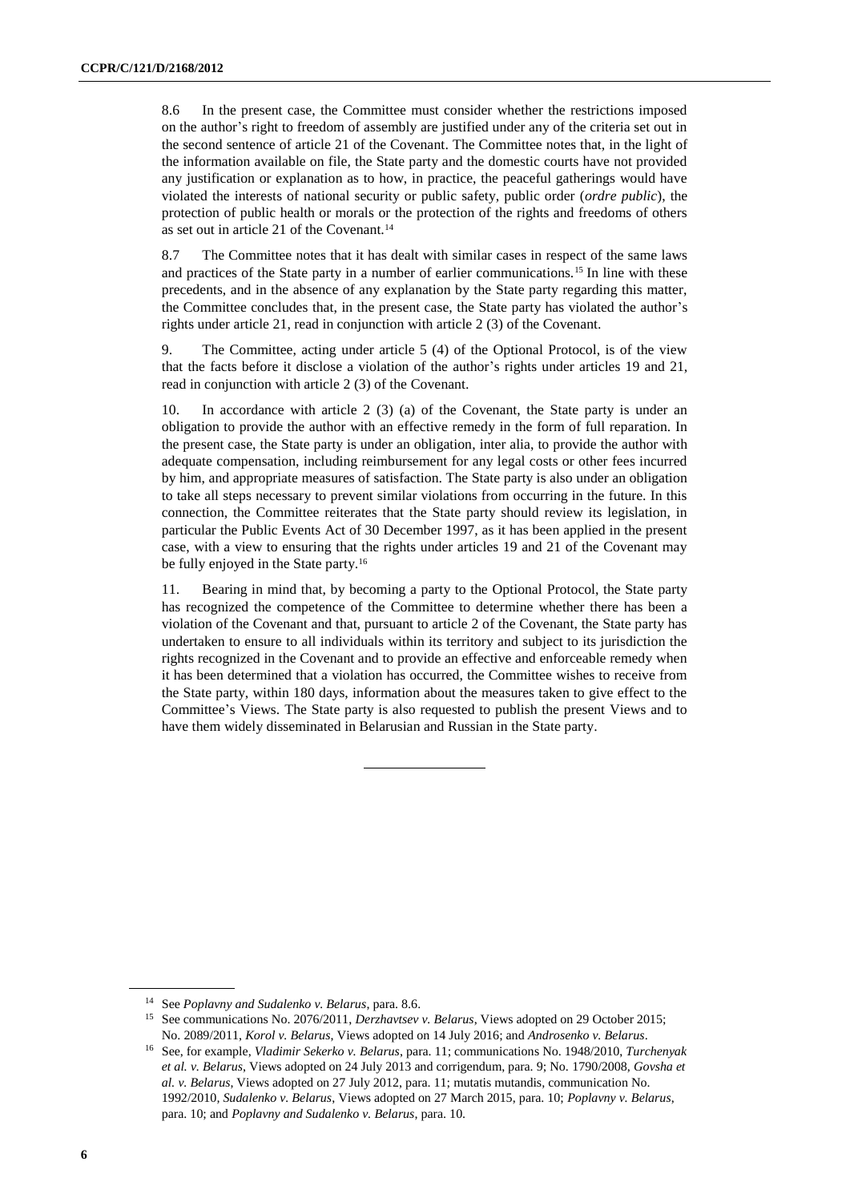8.6 In the present case, the Committee must consider whether the restrictions imposed on the author's right to freedom of assembly are justified under any of the criteria set out in the second sentence of article 21 of the Covenant. The Committee notes that, in the light of the information available on file, the State party and the domestic courts have not provided any justification or explanation as to how, in practice, the peaceful gatherings would have violated the interests of national security or public safety, public order (*ordre public*), the protection of public health or morals or the protection of the rights and freedoms of others as set out in article 21 of the Covenant.[14]

8.7 The Committee notes that it has dealt with similar cases in respect of the same laws and practices of the State party in a number of earlier communications.[15] In line with these precedents, and in the absence of any explanation by the State party regarding this matter, the Committee concludes that, in the present case, the State party has violated the author's rights under article 21, read in conjunction with article 2 (3) of the Covenant.

9. The Committee, acting under article 5 (4) of the Optional Protocol, is of the view that the facts before it disclose a violation of the author's rights under articles 19 and 21, read in conjunction with article 2 (3) of the Covenant.

10. In accordance with article 2 (3) (a) of the Covenant, the State party is under an obligation to provide the author with an effective remedy in the form of full reparation. In the present case, the State party is under an obligation, inter alia, to provide the author with adequate compensation, including reimbursement for any legal costs or other fees incurred by him, and appropriate measures of satisfaction. The State party is also under an obligation to take all steps necessary to prevent similar violations from occurring in the future. In this connection, the Committee reiterates that the State party should review its legislation, in particular the Public Events Act of 30 December 1997, as it has been applied in the present case, with a view to ensuring that the rights under articles 19 and 21 of the Covenant may be fully enjoyed in the State party.[16]

11. Bearing in mind that, by becoming a party to the Optional Protocol, the State party has recognized the competence of the Committee to determine whether there has been a violation of the Covenant and that, pursuant to article 2 of the Covenant, the State party has undertaken to ensure to all individuals within its territory and subject to its jurisdiction the rights recognized in the Covenant and to provide an effective and enforceable remedy when it has been determined that a violation has occurred, the Committee wishes to receive from the State party, within 180 days, information about the measures taken to give effect to the Committee's Views. The State party is also requested to publish the present Views and to have them widely disseminated in Belarusian and Russian in the State party.

---

[14] See *Poplavny and Sudalenko v. Belarus*, para. 8.6.

[15] See communications No. 2076/2011, *Derzhavtsev v. Belarus*, Views adopted on 29 October 2015; No. 2089/2011, *Korol v. Belarus*, Views adopted on 14 July 2016; and *Androsenko v. Belarus*.

[16] See, for example, *Vladimir Sekerko v. Belarus*, para. 11; communications No. 1948/2010, *Turchenyak et al. v. Belarus*, Views adopted on 24 July 2013 and corrigendum, para. 9; No. 1790/2008, *Govsha et al. v. Belarus*, Views adopted on 27 July 2012, para. 11; mutatis mutandis, communication No. 1992/2010, *Sudalenko v. Belarus*, Views adopted on 27 March 2015, para. 10; *Poplavny v. Belarus*, para. 10; and *Poplavny and Sudalenko v. Belarus*, para. 10.